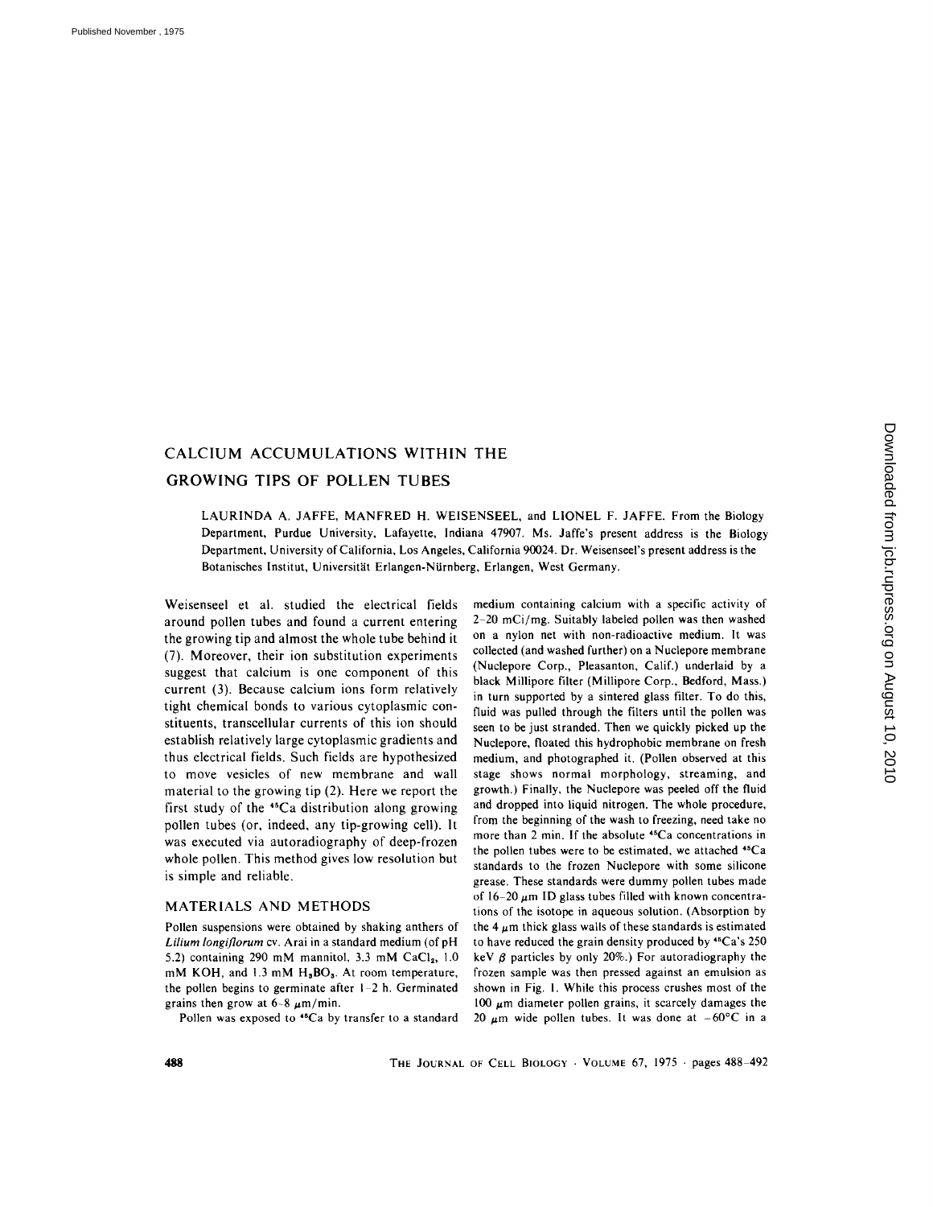# CALCIUM ACCUMULATIONS WITHIN THE GROWING TIPS OF POLLEN TUBES

LAURINDA A. JAFFE, MANFRED H. WEISENSEEL, and LIONEL F. JAFFE. From the Biology Department, Purdue University, Lafayette, Indiana 47907. Ms. Jaffe's present address is the Biology Department, University of California, Los Angeles, California 90024. Dr. Weisenseel's present address is the Botanisches Institut, Universität Erlangen-Nürnberg, Erlangen, West Germany.

Weisenseel et al. studied the electrical fields around pollen tubes and found a current entering the growing tip and almost the whole tube behind it (7). Moreover, their ion substitution experiments suggest that calcium is one component of this current (3). Because calcium ions form relatively tight chemical bonds to various cytoplasmic constituents, transcellular currents of this ion should establish relatively large cytoplasmic gradients and thus electrical fields. Such fields are hypothesized to move vesicles of new membrane and wall material to the growing tip (2). Here we report the first study of the $^{45}Ca$ distribution along growing pollen tubes (or, indeed, any tip-growing cell). It was executed via autoradiography of deep-frozen whole pollen. This method gives low resolution but is simple and reliable.

## MATERIALS AND METHODS

Pollen suspensions were obtained by shaking anthers of *Lilium longiflorum* cv. Arai in a standard medium (of pH 5.2) containing 290 mM mannitol, 3.3 mM $CaCl_2$, 1.0 mM KOH, and 1.3 mM $H_3BO_3$. At room temperature, the pollen begins to germinate after 1–2 h. Germinated grains then grow at 6–8 $\mu$m/min.

Pollen was exposed to $^{45}Ca$ by transfer to a standard medium containing calcium with a specific activity of 2–20 mCi/mg. Suitably labeled pollen was then washed on a nylon net with non-radioactive medium. It was collected (and washed further) on a Nuclepore membrane (Nuclepore Corp., Pleasanton, Calif.) underlaid by a black Millipore filter (Millipore Corp., Bedford, Mass.) in turn supported by a sintered glass filter. To do this, fluid was pulled through the filters until the pollen was seen to be just stranded. Then we quickly picked up the Nuclepore, floated this hydrophobic membrane on fresh medium, and photographed it. (Pollen observed at this stage shows normal morphology, streaming, and growth.) Finally, the Nuclepore was peeled off the fluid and dropped into liquid nitrogen. The whole procedure, from the beginning of the wash to freezing, need take no more than 2 min. If the absolute $^{45}Ca$ concentrations in the pollen tubes were to be estimated, we attached $^{45}Ca$ standards to the frozen Nuclepore with some silicone grease. These standards were dummy pollen tubes made of 16–20 $\mu$m ID glass tubes filled with known concentrations of the isotope in aqueous solution. (Absorption by the 4 $\mu$m thick glass walls of these standards is estimated to have reduced the grain density produced by $^{45}Ca$'s 250 keV $\beta$ particles by only 20%.) For autoradiography the frozen sample was then pressed against an emulsion as shown in Fig. 1. While this process crushes most of the 100 $\mu$m diameter pollen grains, it scarcely damages the 20 $\mu$m wide pollen tubes. It was done at $-60°C$ in a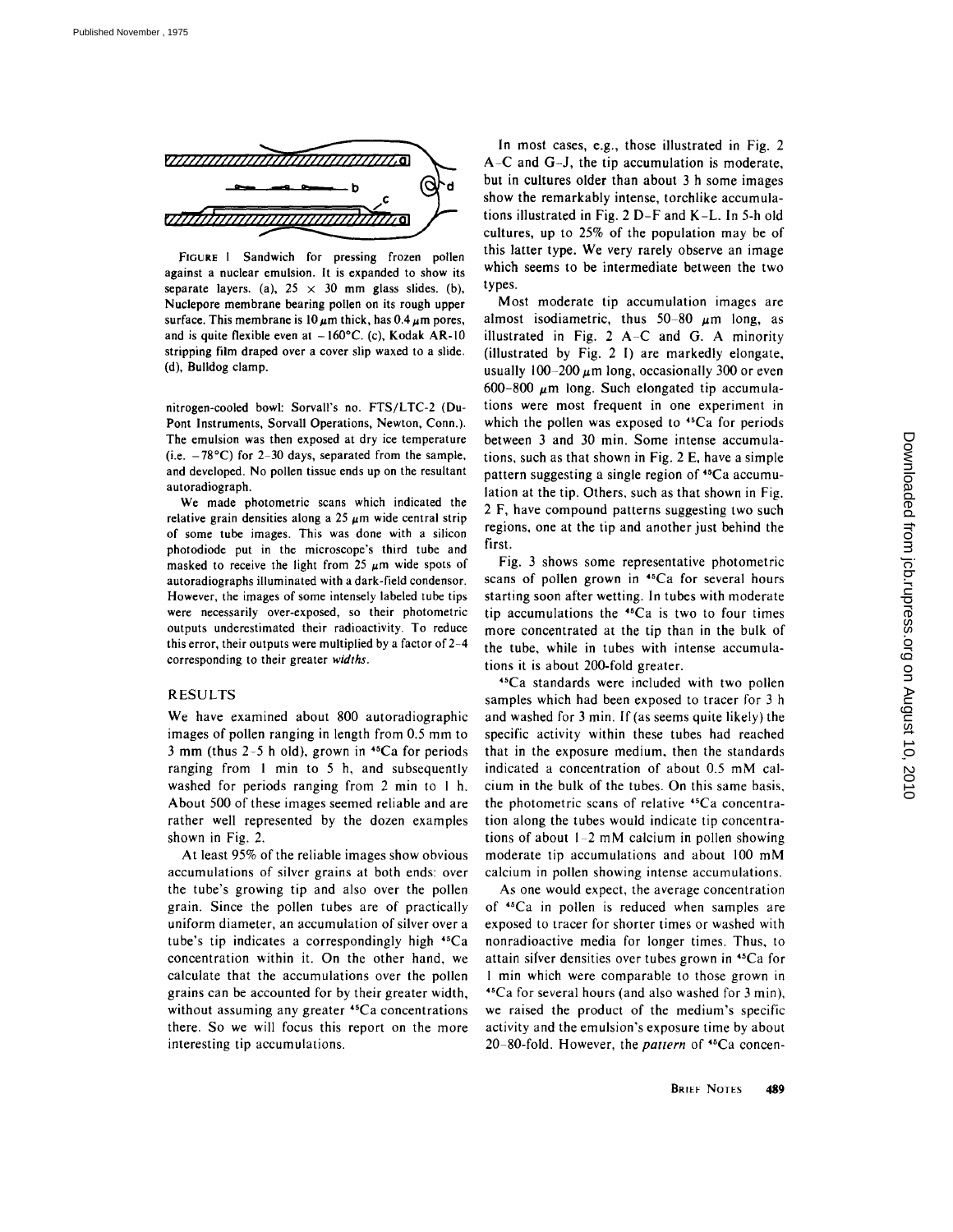FIGURE 1 Sandwich for pressing frozen pollen against a nuclear emulsion. It is expanded to show its separate layers. (a), 25 × 30 mm glass slides. (b), Nuclepore membrane bearing pollen on its rough upper surface. This membrane is 10 μm thick, has 0.4 μm pores, and is quite flexible even at −160°C. (c), Kodak AR-10 stripping film draped over a cover slip waxed to a slide. (d), Bulldog clamp.

nitrogen-cooled bowl: Sorvall's no. FTS/LTC-2 (Du-Pont Instruments, Sorvall Operations, Newton, Conn.). The emulsion was then exposed at dry ice temperature (i.e. −78°C) for 2–30 days, separated from the sample, and developed. No pollen tissue ends up on the resultant autoradiograph.

We made photometric scans which indicated the relative grain densities along a 25 μm wide central strip of some tube images. This was done with a silicon photodiode put in the microscope's third tube and masked to receive the light from 25 μm wide spots of autoradiographs illuminated with a dark-field condensor. However, the images of some intensely labeled tube tips were necessarily over-exposed, so their photometric outputs underestimated their radioactivity. To reduce this error, their outputs were multiplied by a factor of 2–4 corresponding to their greater *widths*.

## RESULTS

We have examined about 800 autoradiographic images of pollen ranging in length from 0.5 mm to 3 mm (thus 2–5 h old), grown in $^{45}$Ca for periods ranging from 1 min to 5 h, and subsequently washed for periods ranging from 2 min to 1 h. About 500 of these images seemed reliable and are rather well represented by the dozen examples shown in Fig. 2.

At least 95% of the reliable images show obvious accumulations of silver grains at both ends: over the tube's growing tip and also over the pollen grain. Since the pollen tubes are of practically uniform diameter, an accumulation of silver over a tube's tip indicates a correspondingly high $^{45}$Ca concentration within it. On the other hand, we calculate that the accumulations over the pollen grains can be accounted for by their greater width, without assuming any greater $^{45}$Ca concentrations there. So we will focus this report on the more interesting tip accumulations.

In most cases, e.g., those illustrated in Fig. 2 A–C and G–J, the tip accumulation is moderate, but in cultures older than about 3 h some images show the remarkably intense, torchlike accumulations illustrated in Fig. 2 D–F and K–L. In 5-h old cultures, up to 25% of the population may be of this latter type. We very rarely observe an image which seems to be intermediate between the two types.

Most moderate tip accumulation images are almost isodiametric, thus 50–80 μm long, as illustrated in Fig. 2 A–C and G. A minority (illustrated by Fig. 2 I) are markedly elongate, usually 100–200 μm long, occasionally 300 or even 600–800 μm long. Such elongated tip accumulations were most frequent in one experiment in which the pollen was exposed to $^{45}$Ca for periods between 3 and 30 min. Some intense accumulations, such as that shown in Fig. 2 E, have a simple pattern suggesting a single region of $^{45}$Ca accumulation at the tip. Others, such as that shown in Fig. 2 F, have compound patterns suggesting two such regions, one at the tip and another just behind the first.

Fig. 3 shows some representative photometric scans of pollen grown in $^{45}$Ca for several hours starting soon after wetting. In tubes with moderate tip accumulations the $^{45}$Ca is two to four times more concentrated at the tip than in the bulk of the tube, while in tubes with intense accumulations it is about 200-fold greater.

$^{45}$Ca standards were included with two pollen samples which had been exposed to tracer for 3 h and washed for 3 min. If (as seems quite likely) the specific activity within these tubes had reached that in the exposure medium, then the standards indicated a concentration of about 0.5 mM calcium in the bulk of the tubes. On this same basis, the photometric scans of relative $^{45}$Ca concentration along the tubes would indicate tip concentrations of about 1–2 mM calcium in pollen showing moderate tip accumulations and about 100 mM calcium in pollen showing intense accumulations.

As one would expect, the average concentration of $^{45}$Ca in pollen is reduced when samples are exposed to tracer for shorter times or washed with nonradioactive media for longer times. Thus, to attain silver densities over tubes grown in $^{45}$Ca for 1 min which were comparable to those grown in $^{45}$Ca for several hours (and also washed for 3 min), we raised the product of the medium's specific activity and the emulsion's exposure time by about 20–80-fold. However, the *pattern* of $^{45}$Ca concen-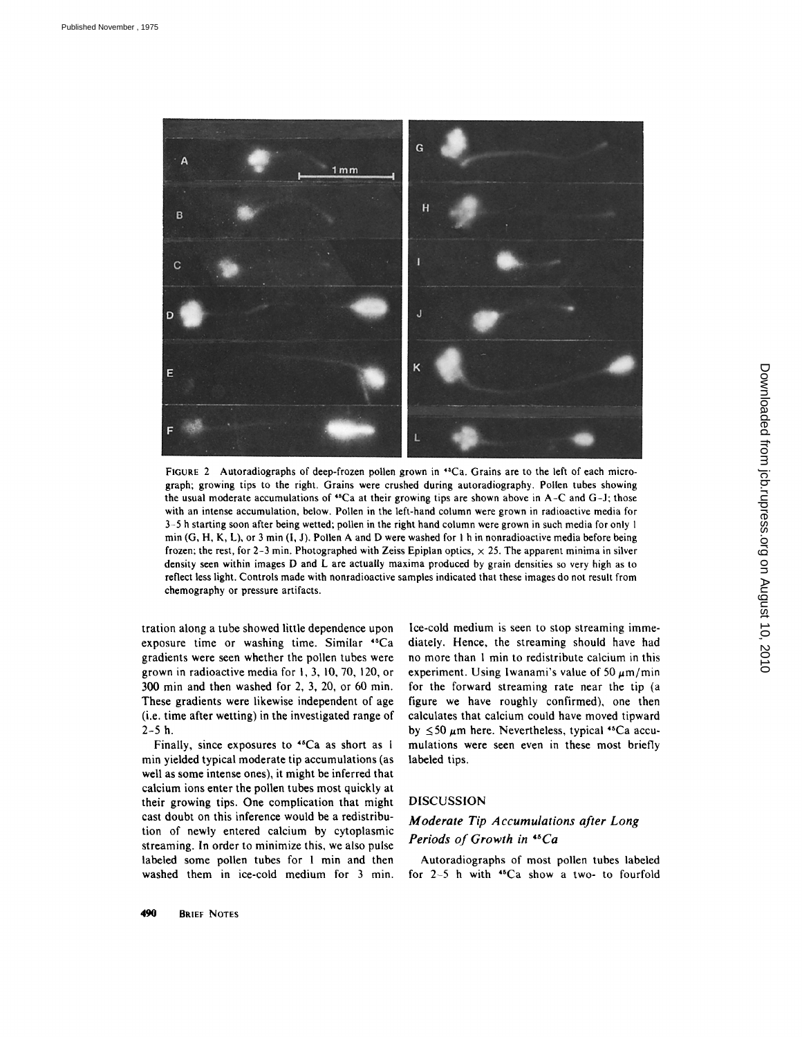FIGURE 2 Autoradiographs of deep-frozen pollen grown in $^{45}$Ca. Grains are to the left of each micrograph; growing tips to the right. Grains were crushed during autoradiography. Pollen tubes showing the usual moderate accumulations of $^{45}$Ca at their growing tips are shown above in A–C and G–J; those with an intense accumulation, below. Pollen in the left-hand column were grown in radioactive media for 3–5 h starting soon after being wetted; pollen in the right hand column were grown in such media for only 1 min (G, H, K, L), or 3 min (I, J). Pollen A and D were washed for 1 h in nonradioactive media before being frozen; the rest, for 2–3 min. Photographed with Zeiss Epiplan optics, $\times$ 25. The apparent minima in silver density seen within images D and L are actually maxima produced by grain densities so very high as to reflect less light. Controls made with nonradioactive samples indicated that these images do not result from chemography or pressure artifacts.

tration along a tube showed little dependence upon exposure time or washing time. Similar $^{45}$Ca gradients were seen whether the pollen tubes were grown in radioactive media for 1, 3, 10, 70, 120, or 300 min and then washed for 2, 3, 20, or 60 min. These gradients were likewise independent of age (i.e. time after wetting) in the investigated range of 2–5 h.

Finally, since exposures to $^{45}$Ca as short as 1 min yielded typical moderate tip accumulations (as well as some intense ones), it might be inferred that calcium ions enter the pollen tubes most quickly at their growing tips. One complication that might cast doubt on this inference would be a redistribution of newly entered calcium by cytoplasmic streaming. In order to minimize this, we also pulse labeled some pollen tubes for 1 min and then washed them in ice-cold medium for 3 min. Ice-cold medium is seen to stop streaming immediately. Hence, the streaming should have had no more than 1 min to redistribute calcium in this experiment. Using Iwanami's value of 50 $\mu$m/min for the forward streaming rate near the tip (a figure we have roughly confirmed), one then calculates that calcium could have moved tipward by $\leq 50$ $\mu$m here. Nevertheless, typical $^{45}$Ca accumulations were seen even in these most briefly labeled tips.

## DISCUSSION

### *Moderate Tip Accumulations after Long Periods of Growth in $^{45}$Ca*

Autoradiographs of most pollen tubes labeled for 2–5 h with $^{45}$Ca show a two- to fourfold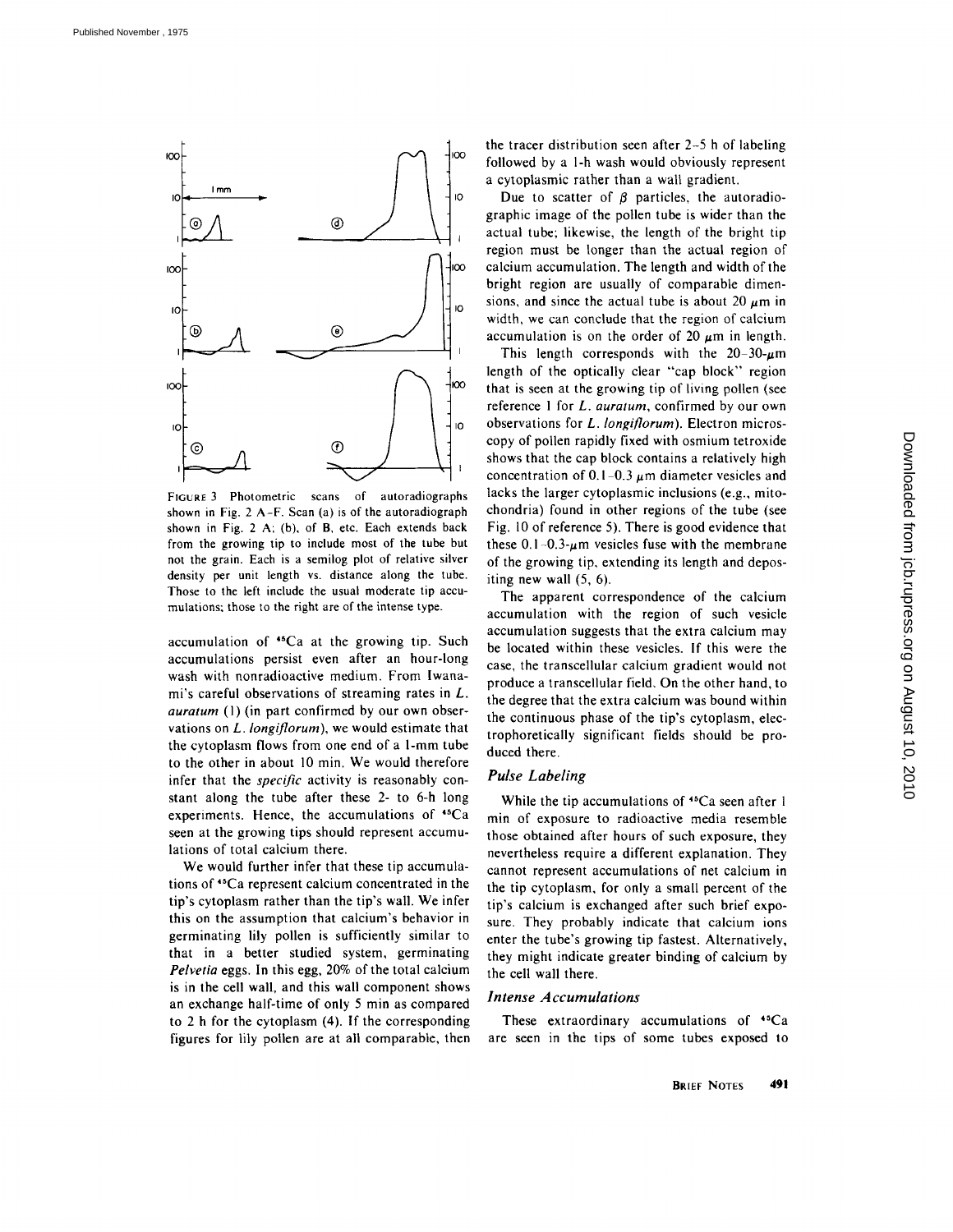FIGURE 3 Photometric scans of autoradiographs shown in Fig. 2 A–F. Scan (a) is of the autoradiograph shown in Fig. 2 A; (b), of B, etc. Each extends back from the growing tip to include most of the tube but not the grain. Each is a semilog plot of relative silver density per unit length vs. distance along the tube. Those to the left include the usual moderate tip accumulations; those to the right are of the intense type.

accumulation of $^{45}Ca$ at the growing tip. Such accumulations persist even after an hour-long wash with nonradioactive medium. From Iwanami's careful observations of streaming rates in *L. auratum* (1) (in part confirmed by our own observations on *L. longiflorum*), we would estimate that the cytoplasm flows from one end of a 1-mm tube to the other in about 10 min. We would therefore infer that the *specific* activity is reasonably constant along the tube after these 2- to 6-h long experiments. Hence, the accumulations of $^{45}Ca$ seen at the growing tips should represent accumulations of total calcium there.

We would further infer that these tip accumulations of $^{45}Ca$ represent calcium concentrated in the tip's cytoplasm rather than the tip's wall. We infer this on the assumption that calcium's behavior in germinating lily pollen is sufficiently similar to that in a better studied system, germinating *Pelvetia* eggs. In this egg, 20% of the total calcium is in the cell wall, and this wall component shows an exchange half-time of only 5 min as compared to 2 h for the cytoplasm (4). If the corresponding figures for lily pollen are at all comparable, then the tracer distribution seen after 2–5 h of labeling followed by a 1-h wash would obviously represent a cytoplasmic rather than a wall gradient.

Due to scatter of $\beta$ particles, the autoradiographic image of the pollen tube is wider than the actual tube; likewise, the length of the bright tip region must be longer than the actual region of calcium accumulation. The length and width of the bright region are usually of comparable dimensions, and since the actual tube is about 20 $\mu$m in width, we can conclude that the region of calcium accumulation is on the order of 20 $\mu$m in length.

This length corresponds with the 20–30-$\mu$m length of the optically clear "cap block" region that is seen at the growing tip of living pollen (see reference 1 for *L. auratum*, confirmed by our own observations for *L. longiflorum*). Electron microscopy of pollen rapidly fixed with osmium tetroxide shows that the cap block contains a relatively high concentration of 0.1–0.3 $\mu$m diameter vesicles and lacks the larger cytoplasmic inclusions (e.g., mitochondria) found in other regions of the tube (see Fig. 10 of reference 5). There is good evidence that these 0.1–0.3-$\mu$m vesicles fuse with the membrane of the growing tip, extending its length and depositing new wall (5, 6).

The apparent correspondence of the calcium accumulation with the region of such vesicle accumulation suggests that the extra calcium may be located within these vesicles. If this were the case, the transcellular calcium gradient would not produce a transcellular field. On the other hand, to the degree that the extra calcium was bound within the continuous phase of the tip's cytoplasm, electrophoretically significant fields should be produced there.

### *Pulse Labeling*

While the tip accumulations of $^{45}Ca$ seen after 1 min of exposure to radioactive media resemble those obtained after hours of such exposure, they nevertheless require a different explanation. They cannot represent accumulations of net calcium in the tip cytoplasm, for only a small percent of the tip's calcium is exchanged after such brief exposure. They probably indicate that calcium ions enter the tube's growing tip fastest. Alternatively, they might indicate greater binding of calcium by the cell wall there.

### *Intense Accumulations*

These extraordinary accumulations of $^{45}Ca$ are seen in the tips of some tubes exposed to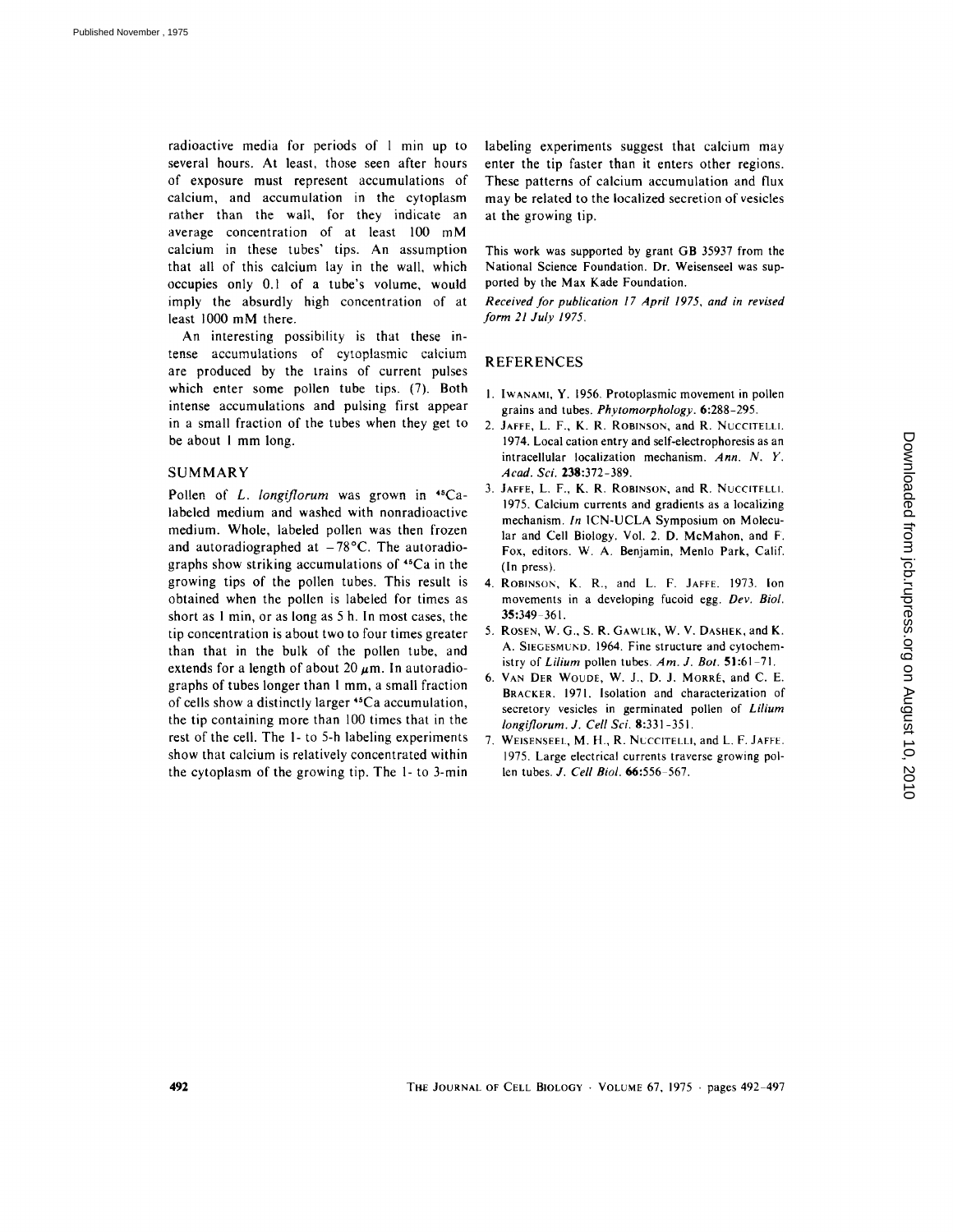radioactive media for periods of 1 min up to several hours. At least, those seen after hours of exposure must represent accumulations of calcium, and accumulation in the cytoplasm rather than the wall, for they indicate an average concentration of at least 100 mM calcium in these tubes' tips. An assumption that all of this calcium lay in the wall, which occupies only 0.1 of a tube's volume, would imply the absurdly high concentration of at least 1000 mM there.

An interesting possibility is that these intense accumulations of cytoplasmic calcium are produced by the trains of current pulses which enter some pollen tube tips. (7). Both intense accumulations and pulsing first appear in a small fraction of the tubes when they get to be about 1 mm long.

## SUMMARY

Pollen of *L. longiflorum* was grown in $^{45}$Ca-labeled medium and washed with nonradioactive medium. Whole, labeled pollen was then frozen and autoradiographed at $-78°C$. The autoradiographs show striking accumulations of $^{45}$Ca in the growing tips of the pollen tubes. This result is obtained when the pollen is labeled for times as short as 1 min, or as long as 5 h. In most cases, the tip concentration is about two to four times greater than that in the bulk of the pollen tube, and extends for a length of about 20 $\mu$m. In autoradiographs of tubes longer than 1 mm, a small fraction of cells show a distinctly larger $^{45}$Ca accumulation, the tip containing more than 100 times that in the rest of the cell. The 1- to 5-h labeling experiments show that calcium is relatively concentrated within the cytoplasm of the growing tip. The 1- to 3-min labeling experiments suggest that calcium may enter the tip faster than it enters other regions. These patterns of calcium accumulation and flux may be related to the localized secretion of vesicles at the growing tip.

This work was supported by grant GB 35937 from the National Science Foundation. Dr. Weisenseel was supported by the Max Kade Foundation.

*Received for publication 17 April 1975, and in revised form 21 July 1975.*

## REFERENCES

1. Iwanami, Y. 1956. Protoplasmic movement in pollen grains and tubes. *Phytomorphology.* **6**:288–295.
2. Jaffe, L. F., K. R. Robinson, and R. Nuccitelli. 1974. Local cation entry and self-electrophoresis as an intracellular localization mechanism. *Ann. N. Y. Acad. Sci.* **238**:372–389.
3. Jaffe, L. F., K. R. Robinson, and R. Nuccitelli. 1975. Calcium currents and gradients as a localizing mechanism. *In* ICN-UCLA Symposium on Molecular and Cell Biology. Vol. 2. D. McMahon, and F. Fox, editors. W. A. Benjamin, Menlo Park, Calif. (In press).
4. Robinson, K. R., and L. F. Jaffe. 1973. Ion movements in a developing fucoid egg. *Dev. Biol.* **35**:349–361.
5. Rosen, W. G., S. R. Gawlik, W. V. Dashek, and K. A. Siegesmund. 1964. Fine structure and cytochemistry of *Lilium* pollen tubes. *Am. J. Bot.* **51**:61–71.
6. Van Der Woude, W. J., D. J. Morré, and C. E. Bracker. 1971. Isolation and characterization of secretory vesicles in germinated pollen of *Lilium longiflorum*. *J. Cell Sci.* **8**:331–351.
7. Weisenseel, M. H., R. Nuccitelli, and L. F. Jaffe. 1975. Large electrical currents traverse growing pollen tubes. *J. Cell Biol.* **66**:556–567.